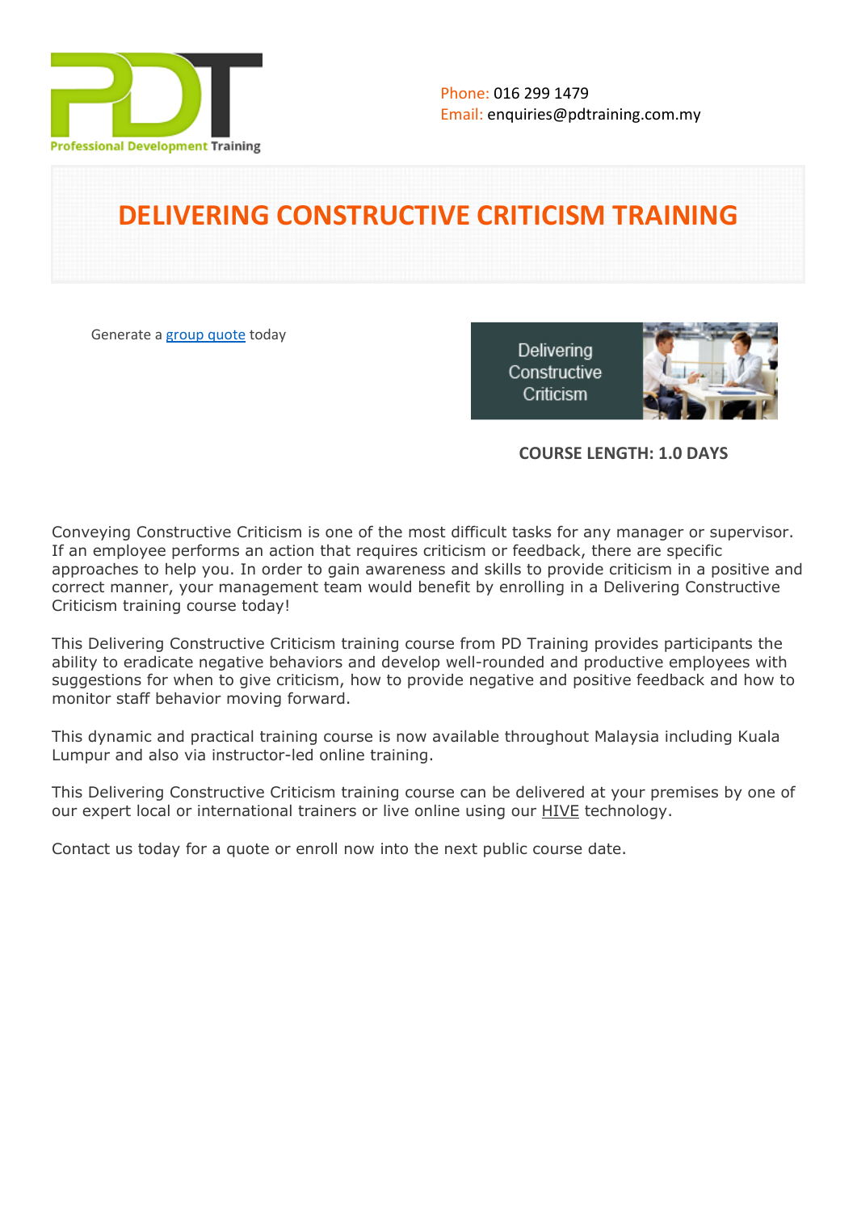Phone: 016 299 1479
Email: enquiries@pdtraining.com.my

# DELIVERING CONSTRUCTIVE CRITICISM TRAINING

Generate a group quote today

**COURSE LENGTH: 1.0 DAYS**

Conveying Constructive Criticism is one of the most difficult tasks for any manager or supervisor. If an employee performs an action that requires criticism or feedback, there are specific approaches to help you. In order to gain awareness and skills to provide criticism in a positive and correct manner, your management team would benefit by enrolling in a Delivering Constructive Criticism training course today!

This Delivering Constructive Criticism training course from PD Training provides participants the ability to eradicate negative behaviors and develop well-rounded and productive employees with suggestions for when to give criticism, how to provide negative and positive feedback and how to monitor staff behavior moving forward.

This dynamic and practical training course is now available throughout Malaysia including Kuala Lumpur and also via instructor-led online training.

This Delivering Constructive Criticism training course can be delivered at your premises by one of our expert local or international trainers or live online using our HIVE technology.

Contact us today for a quote or enroll now into the next public course date.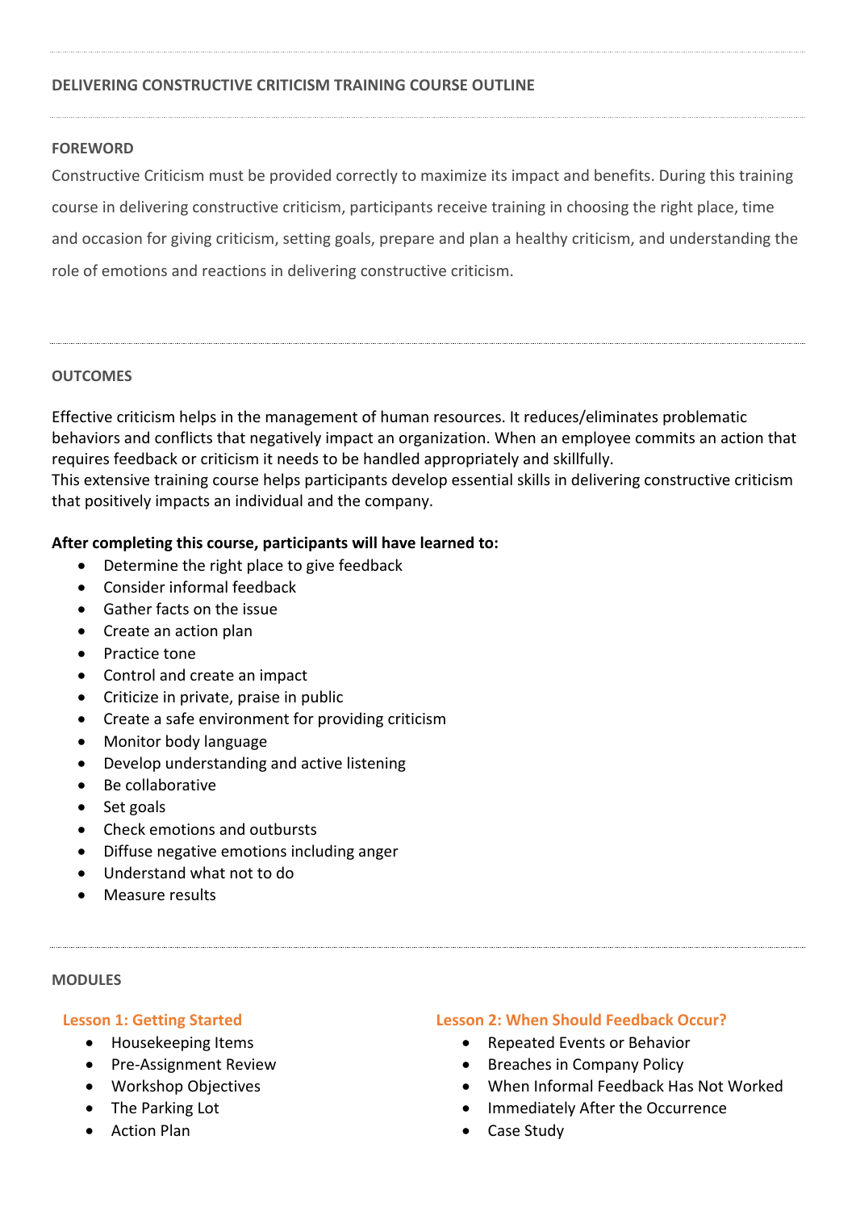## DELIVERING CONSTRUCTIVE CRITICISM TRAINING COURSE OUTLINE

### FOREWORD

Constructive Criticism must be provided correctly to maximize its impact and benefits. During this training course in delivering constructive criticism, participants receive training in choosing the right place, time and occasion for giving criticism, setting goals, prepare and plan a healthy criticism, and understanding the role of emotions and reactions in delivering constructive criticism.

### OUTCOMES

Effective criticism helps in the management of human resources. It reduces/eliminates problematic behaviors and conflicts that negatively impact an organization. When an employee commits an action that requires feedback or criticism it needs to be handled appropriately and skillfully.
This extensive training course helps participants develop essential skills in delivering constructive criticism that positively impacts an individual and the company.

**After completing this course, participants will have learned to:**

- Determine the right place to give feedback
- Consider informal feedback
- Gather facts on the issue
- Create an action plan
- Practice tone
- Control and create an impact
- Criticize in private, praise in public
- Create a safe environment for providing criticism
- Monitor body language
- Develop understanding and active listening
- Be collaborative
- Set goals
- Check emotions and outbursts
- Diffuse negative emotions including anger
- Understand what not to do
- Measure results

### MODULES

#### Lesson 1: Getting Started

- Housekeeping Items
- Pre-Assignment Review
- Workshop Objectives
- The Parking Lot
- Action Plan

#### Lesson 2: When Should Feedback Occur?

- Repeated Events or Behavior
- Breaches in Company Policy
- When Informal Feedback Has Not Worked
- Immediately After the Occurrence
- Case Study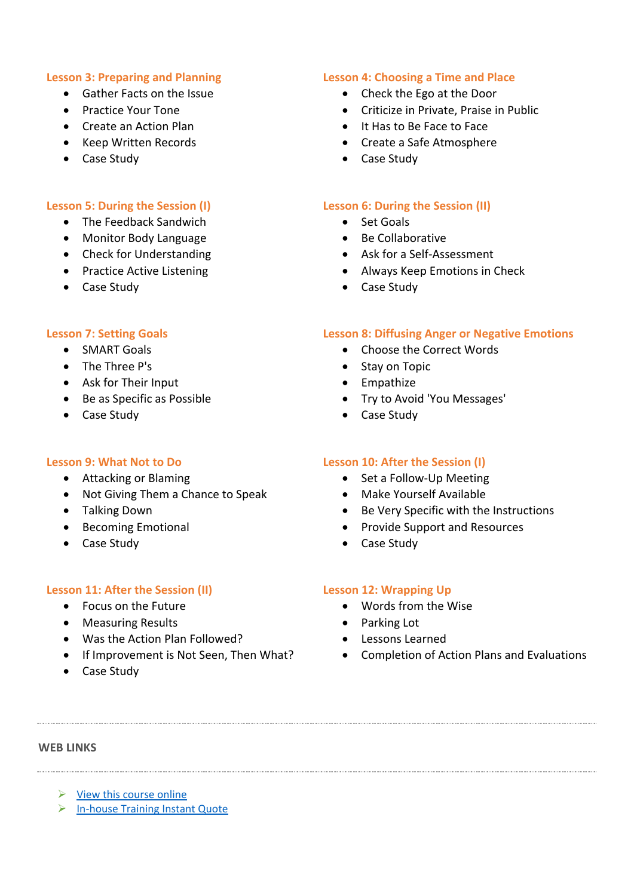### Lesson 3: Preparing and Planning

- Gather Facts on the Issue
- Practice Your Tone
- Create an Action Plan
- Keep Written Records
- Case Study

### Lesson 4: Choosing a Time and Place

- Check the Ego at the Door
- Criticize in Private, Praise in Public
- It Has to Be Face to Face
- Create a Safe Atmosphere
- Case Study

### Lesson 5: During the Session (I)

- The Feedback Sandwich
- Monitor Body Language
- Check for Understanding
- Practice Active Listening
- Case Study

### Lesson 6: During the Session (II)

- Set Goals
- Be Collaborative
- Ask for a Self-Assessment
- Always Keep Emotions in Check
- Case Study

### Lesson 7: Setting Goals

- SMART Goals
- The Three P's
- Ask for Their Input
- Be as Specific as Possible
- Case Study

### Lesson 8: Diffusing Anger or Negative Emotions

- Choose the Correct Words
- Stay on Topic
- Empathize
- Try to Avoid 'You Messages'
- Case Study

### Lesson 9: What Not to Do

- Attacking or Blaming
- Not Giving Them a Chance to Speak
- Talking Down
- Becoming Emotional
- Case Study

### Lesson 10: After the Session (I)

- Set a Follow-Up Meeting
- Make Yourself Available
- Be Very Specific with the Instructions
- Provide Support and Resources
- Case Study

### Lesson 11: After the Session (II)

- Focus on the Future
- Measuring Results
- Was the Action Plan Followed?
- If Improvement is Not Seen, Then What?
- Case Study

### Lesson 12: Wrapping Up

- Words from the Wise
- Parking Lot
- Lessons Learned
- Completion of Action Plans and Evaluations

---

## WEB LINKS

---

- View this course online
- In-house Training Instant Quote